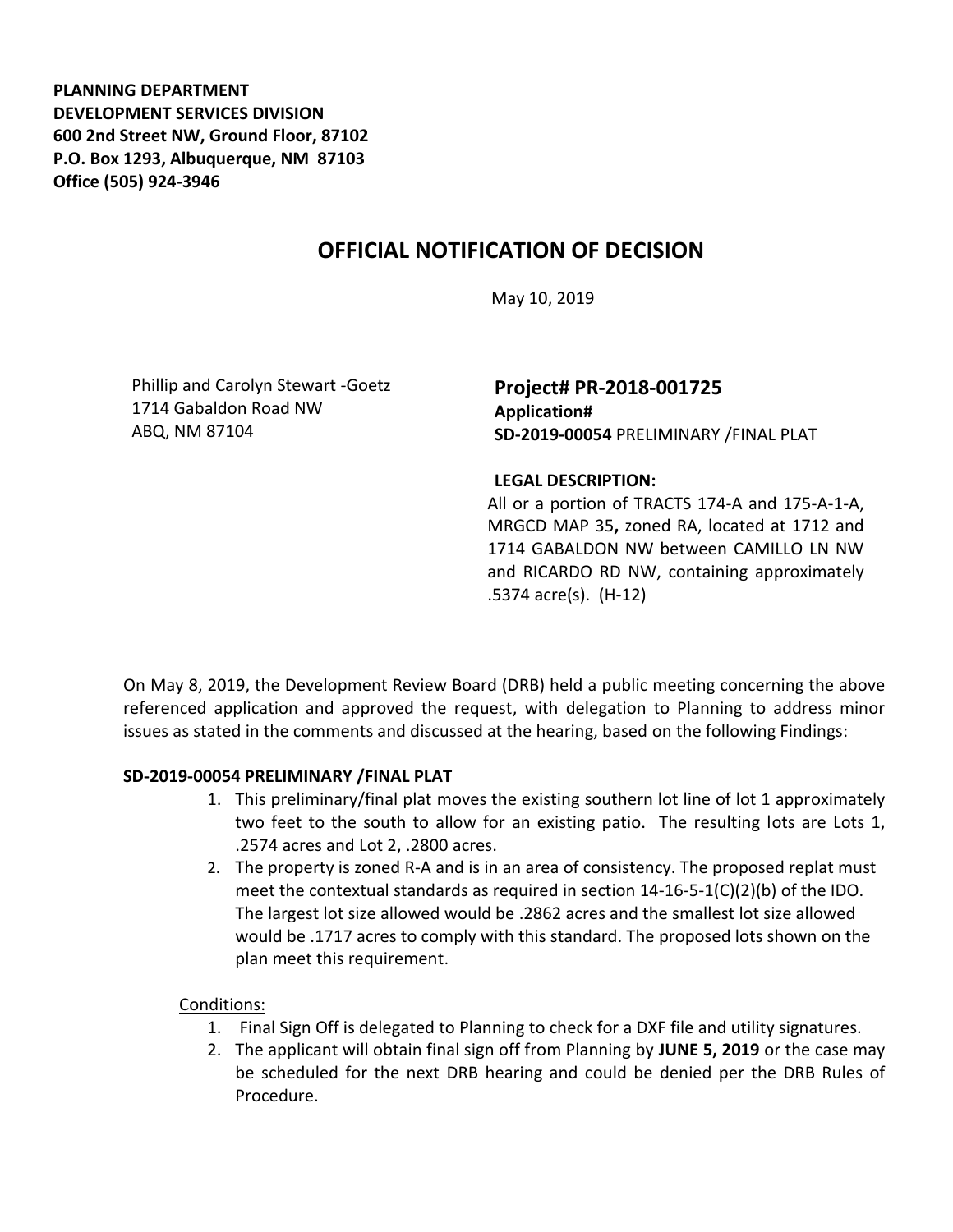**PLANNING DEPARTMENT**
**DEVELOPMENT SERVICES DIVISION**
**600 2nd Street NW, Ground Floor, 87102**
**P.O. Box 1293, Albuquerque, NM 87103**
**Office (505) 924-3946**

# OFFICIAL NOTIFICATION OF DECISION

May 10, 2019

Phillip and Carolyn Stewart -Goetz
1714 Gabaldon Road NW
ABQ, NM 87104

**Project# PR-2018-001725**
**Application#**
**SD-2019-00054** PRELIMINARY /FINAL PLAT

**LEGAL DESCRIPTION:**
All or a portion of TRACTS 174-A and 175-A-1-A, MRGCD MAP 35**,** zoned RA, located at 1712 and 1714 GABALDON NW between CAMILLO LN NW and RICARDO RD NW, containing approximately .5374 acre(s). (H-12)

On May 8, 2019, the Development Review Board (DRB) held a public meeting concerning the above referenced application and approved the request, with delegation to Planning to address minor issues as stated in the comments and discussed at the hearing, based on the following Findings:

**SD-2019-00054 PRELIMINARY /FINAL PLAT**

1. This preliminary/final plat moves the existing southern lot line of lot 1 approximately two feet to the south to allow for an existing patio. The resulting lots are Lots 1, .2574 acres and Lot 2, .2800 acres.
2. The property is zoned R-A and is in an area of consistency. The proposed replat must meet the contextual standards as required in section 14-16-5-1(C)(2)(b) of the IDO. The largest lot size allowed would be .2862 acres and the smallest lot size allowed would be .1717 acres to comply with this standard. The proposed lots shown on the plan meet this requirement.

Conditions:

1. Final Sign Off is delegated to Planning to check for a DXF file and utility signatures.
2. The applicant will obtain final sign off from Planning by **JUNE 5, 2019** or the case may be scheduled for the next DRB hearing and could be denied per the DRB Rules of Procedure.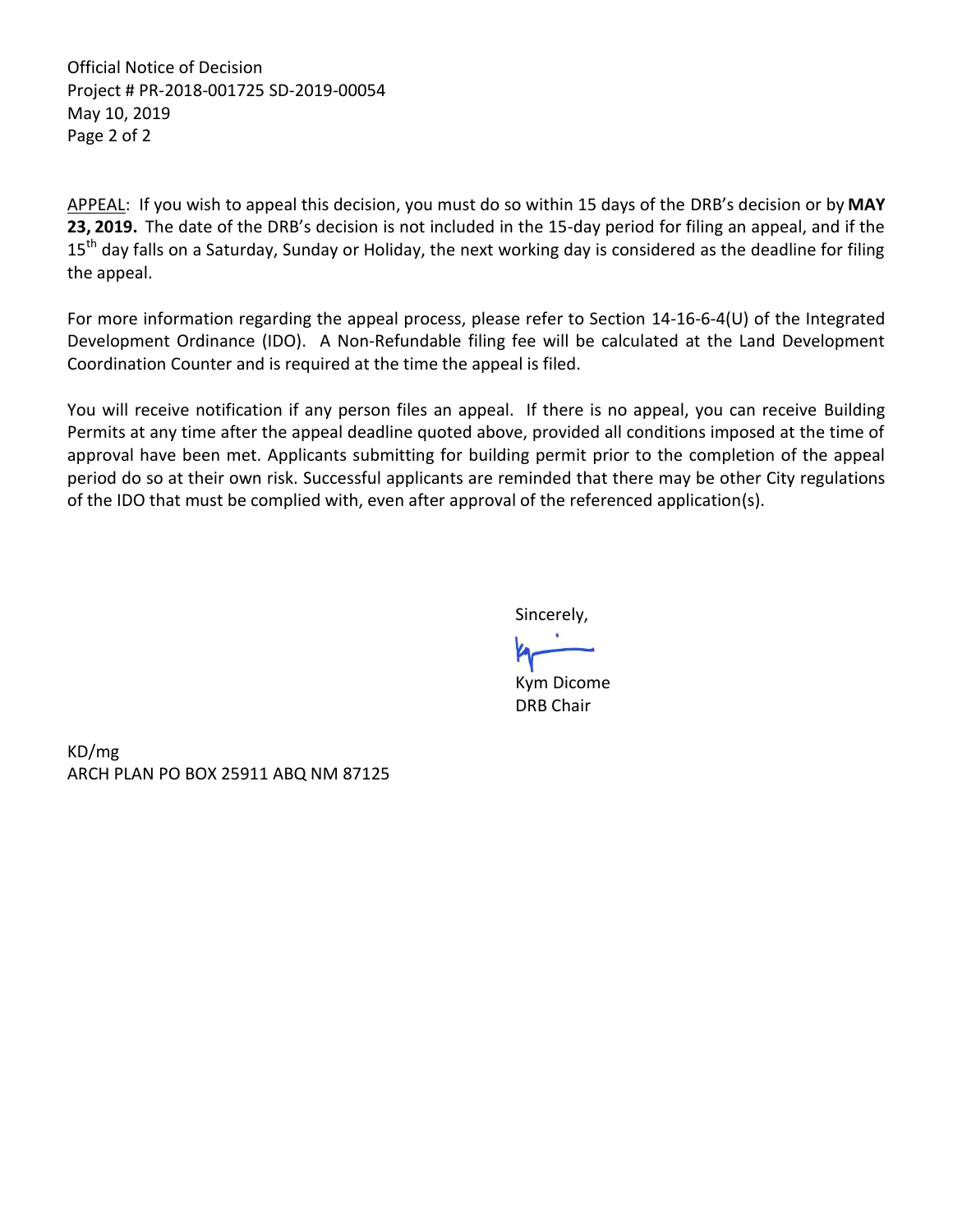Official Notice of Decision
Project # PR-2018-001725 SD-2019-00054
May 10, 2019

APPEAL: If you wish to appeal this decision, you must do so within 15 days of the DRB's decision or by **MAY 23, 2019.** The date of the DRB's decision is not included in the 15-day period for filing an appeal, and if the 15th day falls on a Saturday, Sunday or Holiday, the next working day is considered as the deadline for filing the appeal.

For more information regarding the appeal process, please refer to Section 14-16-6-4(U) of the Integrated Development Ordinance (IDO). A Non-Refundable filing fee will be calculated at the Land Development Coordination Counter and is required at the time the appeal is filed.

You will receive notification if any person files an appeal. If there is no appeal, you can receive Building Permits at any time after the appeal deadline quoted above, provided all conditions imposed at the time of approval have been met. Applicants submitting for building permit prior to the completion of the appeal period do so at their own risk. Successful applicants are reminded that there may be other City regulations of the IDO that must be complied with, even after approval of the referenced application(s).

Sincerely,

Kym Dicome
DRB Chair

KD/mg
ARCH PLAN PO BOX 25911 ABQ NM 87125